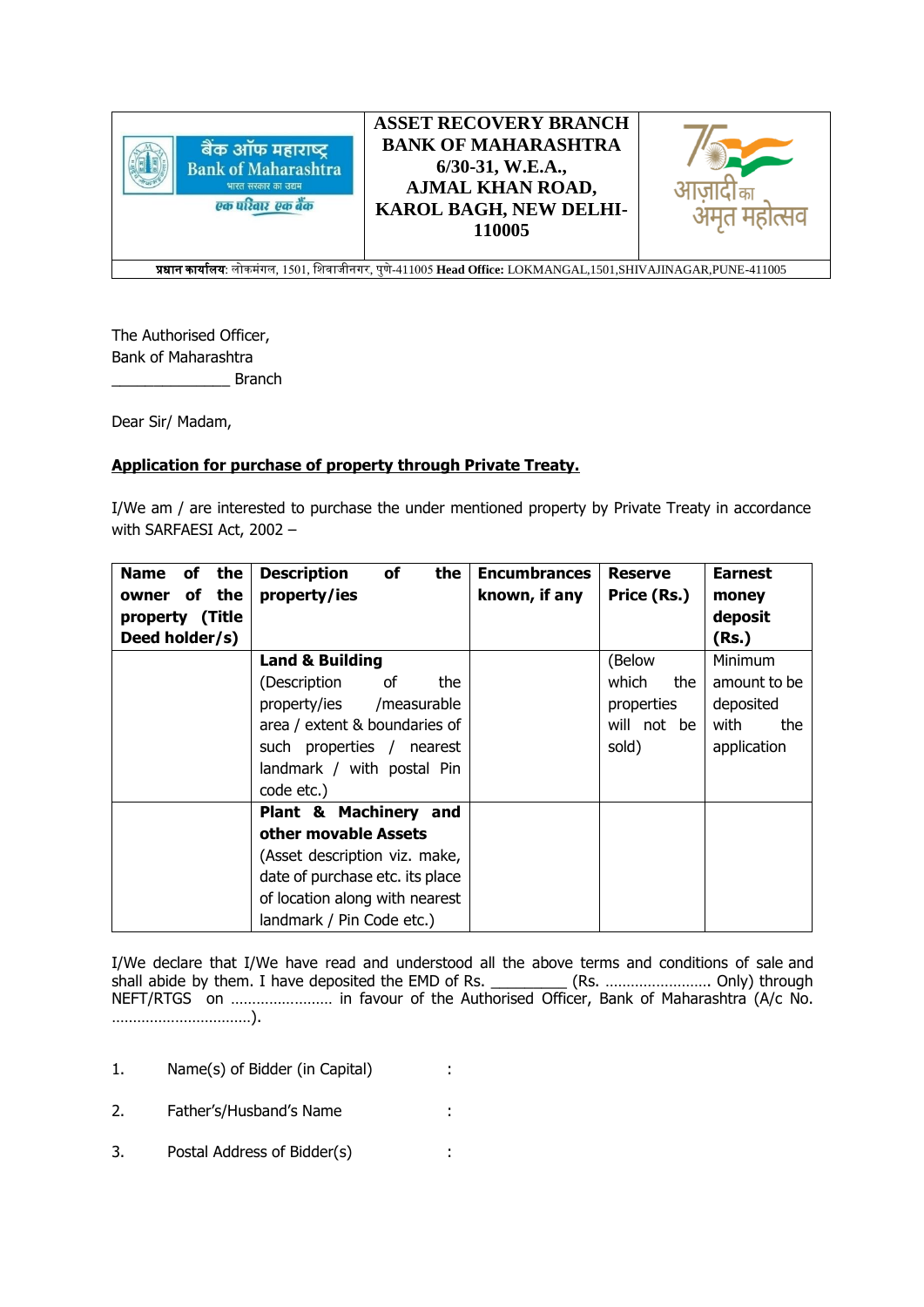| बैंक ऑफ महाराष्ट्र Bank of Maharashtra भारत सरकार का उद्यम एक परिवार एक बैंक | **ASSET RECOVERY BRANCH BANK OF MAHARASHTRA 6/30-31, W.E.A., AJMAL KHAN ROAD, KAROL BAGH, NEW DELHI-110005** | आज़ादी का अमृत महोत्सव |
|---|---|---|

**प्रधान कार्यालय:** लोकमंगल, 1501, शिवाजीनगर, पुणे-411005 **Head Office:** LOKMANGAL,1501,SHIVAJINAGAR,PUNE-411005

The Authorised Officer,
Bank of Maharashtra
______________ Branch

Dear Sir/ Madam,

**Application for purchase of property through Private Treaty.**

I/We am / are interested to purchase the under mentioned property by Private Treaty in accordance with SARFAESI Act, 2002 –

| **Name of the owner of the property (Title Deed holder/s)** | **Description of the property/ies** | **Encumbrances known, if any** | **Reserve Price (Rs.)** | **Earnest money deposit (Rs.)** |
|---|---|---|---|---|
| | **Land & Building** (Description of the property/ies /measurable area / extent & boundaries of such properties / nearest landmark / with postal Pin code etc.) | | (Below which the properties will not be sold) | Minimum amount to be deposited with the application |
| | **Plant & Machinery and other movable Assets** (Asset description viz. make, date of purchase etc. its place of location along with nearest landmark / Pin Code etc.) | | | |

I/We declare that I/We have read and understood all the above terms and conditions of sale and shall abide by them. I have deposited the EMD of Rs. _________ (Rs. ……………………. Only) through NEFT/RTGS on …………………… in favour of the Authorised Officer, Bank of Maharashtra (A/c No. ……………………………).

1. Name(s) of Bidder (in Capital) :

2. Father's/Husband's Name :

3. Postal Address of Bidder(s) :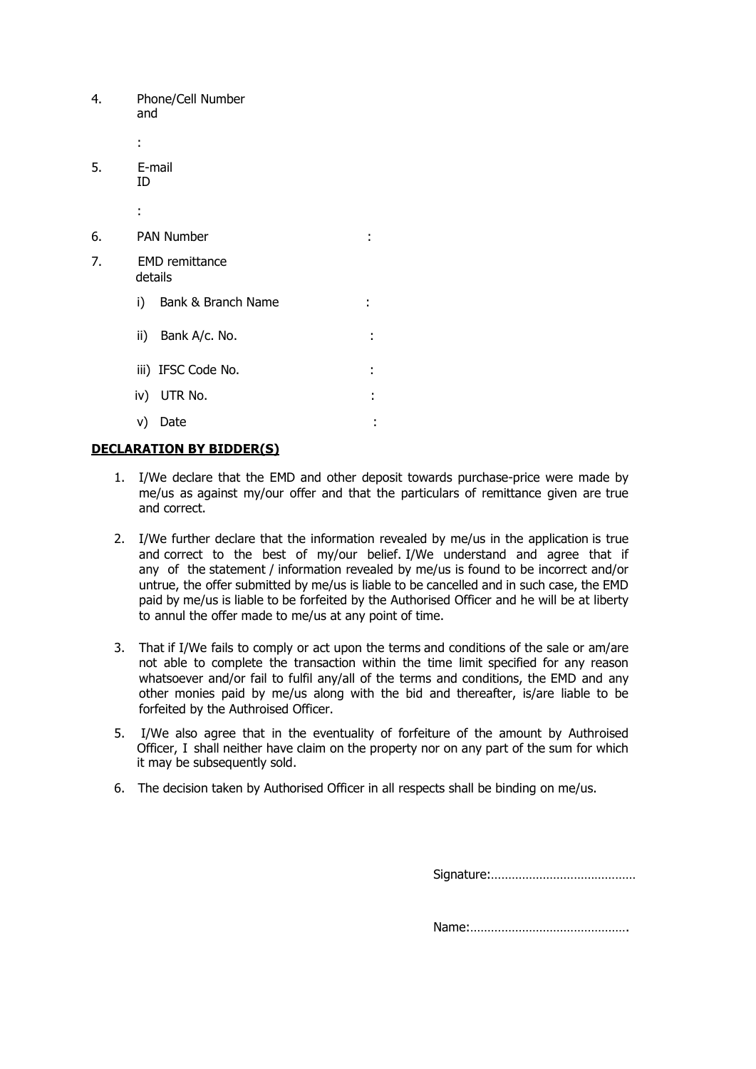4. Phone/Cell Number and :

5. E-mail ID :

6. PAN Number :

7. EMD remittance details

   i) Bank & Branch Name :

   ii) Bank A/c. No. :

   iii) IFSC Code No. :

   iv) UTR No. :

   v) Date :

**DECLARATION BY BIDDER(S)**

1. I/We declare that the EMD and other deposit towards purchase-price were made by me/us as against my/our offer and that the particulars of remittance given are true and correct.

2. I/We further declare that the information revealed by me/us in the application is true and correct to the best of my/our belief. I/We understand and agree that if any of the statement / information revealed by me/us is found to be incorrect and/or untrue, the offer submitted by me/us is liable to be cancelled and in such case, the EMD paid by me/us is liable to be forfeited by the Authorised Officer and he will be at liberty to annul the offer made to me/us at any point of time.

3. That if I/We fails to comply or act upon the terms and conditions of the sale or am/are not able to complete the transaction within the time limit specified for any reason whatsoever and/or fail to fulfil any/all of the terms and conditions, the EMD and any other monies paid by me/us along with the bid and thereafter, is/are liable to be forfeited by the Authroised Officer.

5. I/We also agree that in the eventuality of forfeiture of the amount by Authroised Officer, I shall neither have claim on the property nor on any part of the sum for which it may be subsequently sold.

6. The decision taken by Authorised Officer in all respects shall be binding on me/us.

Signature:……………………………………

Name:……………………………………….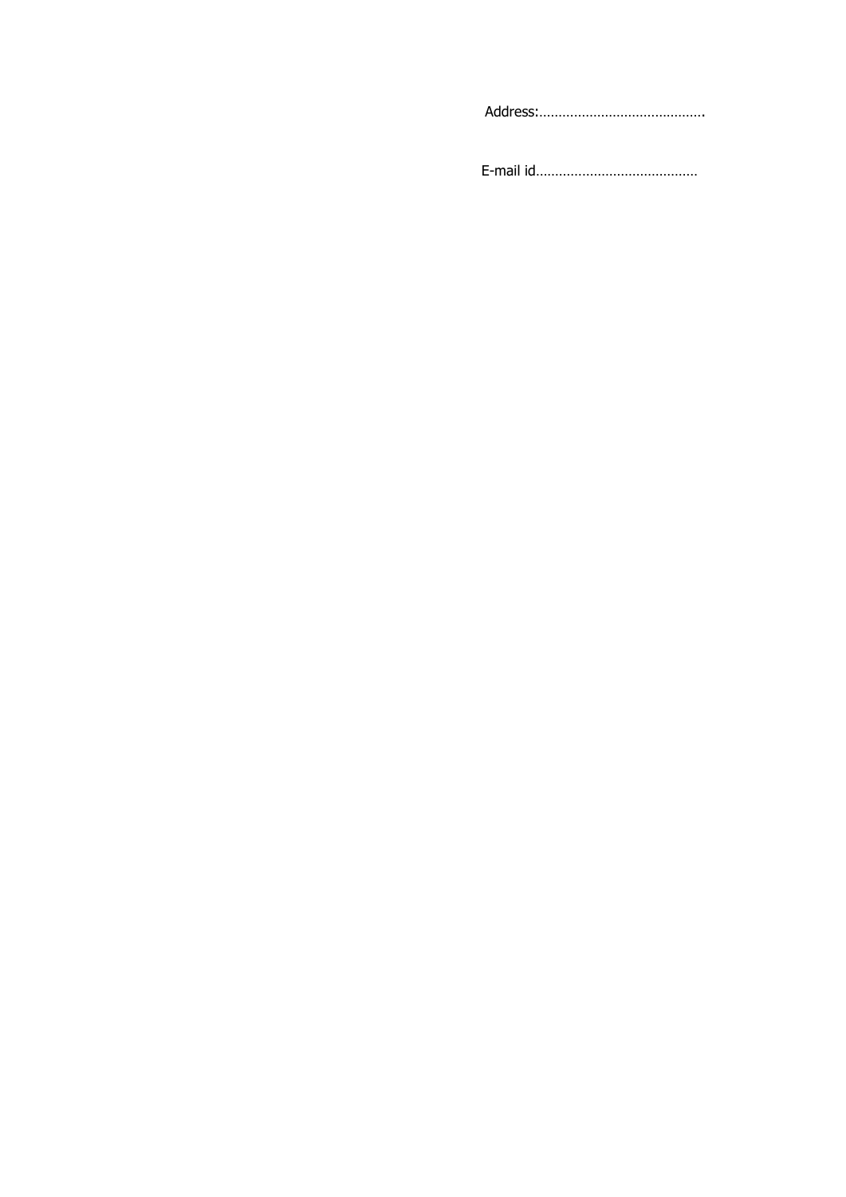Address:…………………………………….

E-mail id……………………………………